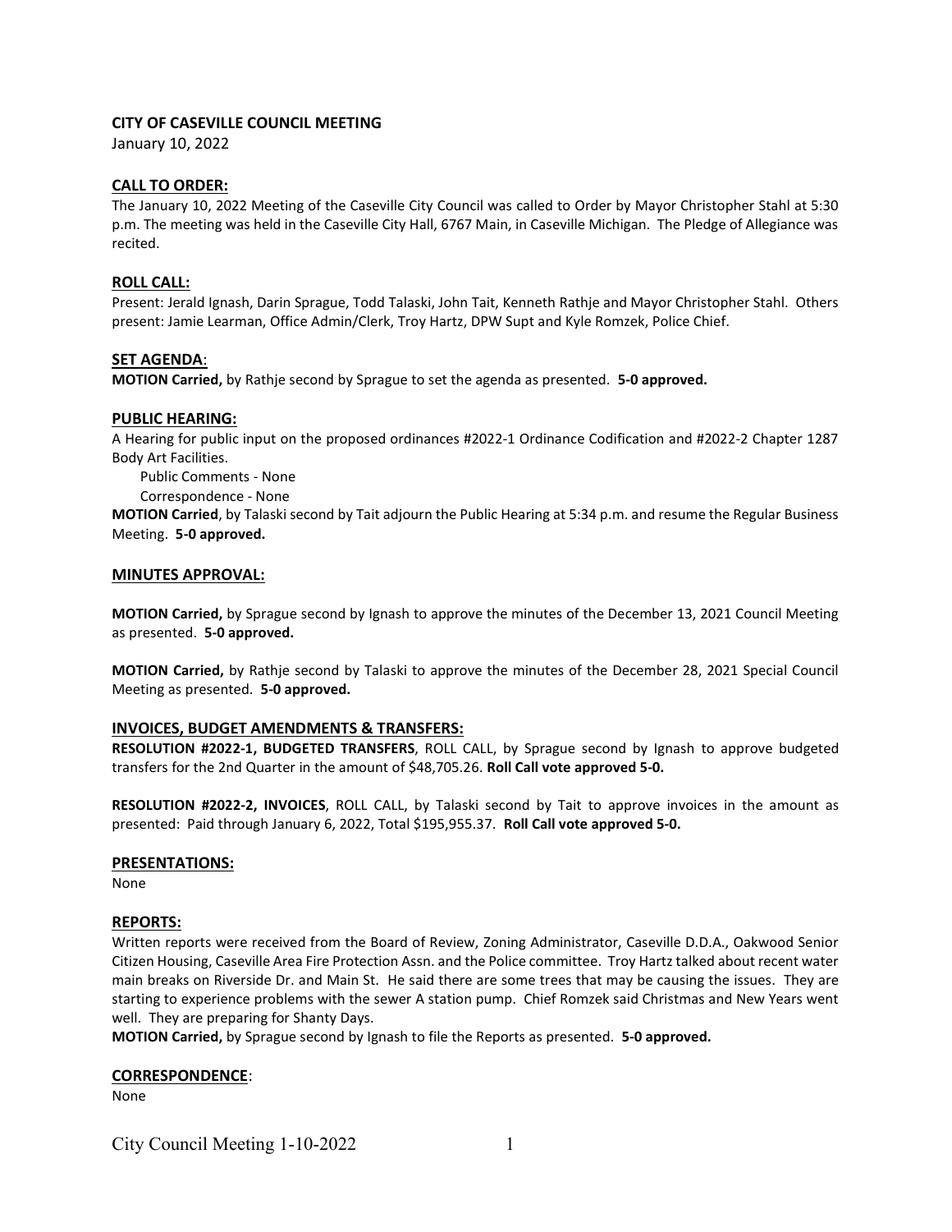**CITY OF CASEVILLE COUNCIL MEETING**

January 10, 2022

**CALL TO ORDER:**

The January 10, 2022 Meeting of the Caseville City Council was called to Order by Mayor Christopher Stahl at 5:30 p.m. The meeting was held in the Caseville City Hall, 6767 Main, in Caseville Michigan. The Pledge of Allegiance was recited.

**ROLL CALL:**

Present: Jerald Ignash, Darin Sprague, Todd Talaski, John Tait, Kenneth Rathje and Mayor Christopher Stahl. Others present: Jamie Learman, Office Admin/Clerk, Troy Hartz, DPW Supt and Kyle Romzek, Police Chief.

**SET AGENDA**:

**MOTION Carried,** by Rathje second by Sprague to set the agenda as presented. **5-0 approved.**

**PUBLIC HEARING:**

A Hearing for public input on the proposed ordinances #2022-1 Ordinance Codification and #2022-2 Chapter 1287 Body Art Facilities.

Public Comments - None

Correspondence - None

**MOTION Carried**, by Talaski second by Tait adjourn the Public Hearing at 5:34 p.m. and resume the Regular Business Meeting. **5-0 approved.**

**MINUTES APPROVAL:**

**MOTION Carried,** by Sprague second by Ignash to approve the minutes of the December 13, 2021 Council Meeting as presented. **5-0 approved.**

**MOTION Carried,** by Rathje second by Talaski to approve the minutes of the December 28, 2021 Special Council Meeting as presented. **5-0 approved.**

**INVOICES, BUDGET AMENDMENTS & TRANSFERS:**

**RESOLUTION #2022-1, BUDGETED TRANSFERS**, ROLL CALL, by Sprague second by Ignash to approve budgeted transfers for the 2nd Quarter in the amount of $48,705.26. **Roll Call vote approved 5-0.**

**RESOLUTION #2022-2, INVOICES**, ROLL CALL, by Talaski second by Tait to approve invoices in the amount as presented: Paid through January 6, 2022, Total $195,955.37. **Roll Call vote approved 5-0.**

**PRESENTATIONS:**

None

**REPORTS:**

Written reports were received from the Board of Review, Zoning Administrator, Caseville D.D.A., Oakwood Senior Citizen Housing, Caseville Area Fire Protection Assn. and the Police committee. Troy Hartz talked about recent water main breaks on Riverside Dr. and Main St. He said there are some trees that may be causing the issues. They are starting to experience problems with the sewer A station pump. Chief Romzek said Christmas and New Years went well. They are preparing for Shanty Days.

**MOTION Carried,** by Sprague second by Ignash to file the Reports as presented. **5-0 approved.**

**CORRESPONDENCE**:

None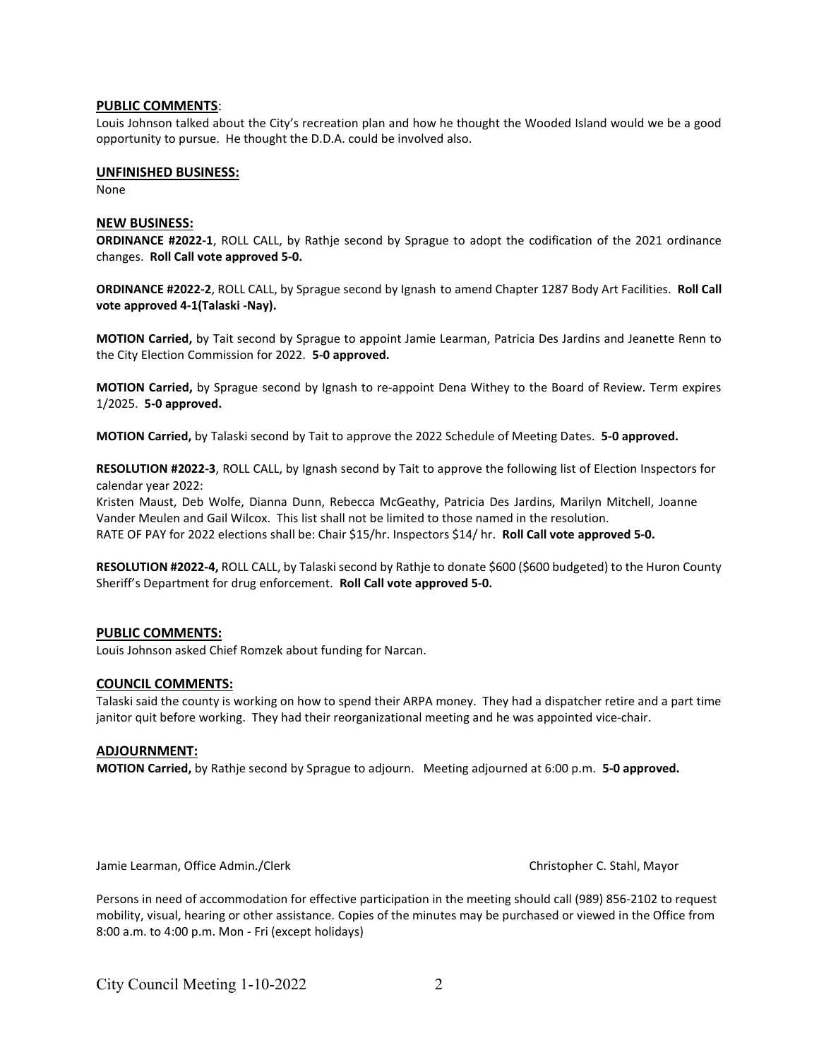**PUBLIC COMMENTS**:

Louis Johnson talked about the City's recreation plan and how he thought the Wooded Island would we be a good opportunity to pursue. He thought the D.D.A. could be involved also.

**UNFINISHED BUSINESS:**

None

**NEW BUSINESS:**

**ORDINANCE #2022-1**, ROLL CALL, by Rathje second by Sprague to adopt the codification of the 2021 ordinance changes. **Roll Call vote approved 5-0.**

**ORDINANCE #2022-2**, ROLL CALL, by Sprague second by Ignash to amend Chapter 1287 Body Art Facilities. **Roll Call vote approved 4-1(Talaski -Nay).**

**MOTION Carried,** by Tait second by Sprague to appoint Jamie Learman, Patricia Des Jardins and Jeanette Renn to the City Election Commission for 2022. **5-0 approved.**

**MOTION Carried,** by Sprague second by Ignash to re-appoint Dena Withey to the Board of Review. Term expires 1/2025. **5-0 approved.**

**MOTION Carried,** by Talaski second by Tait to approve the 2022 Schedule of Meeting Dates. **5-0 approved.**

**RESOLUTION #2022-3**, ROLL CALL, by Ignash second by Tait to approve the following list of Election Inspectors for calendar year 2022:

Kristen Maust, Deb Wolfe, Dianna Dunn, Rebecca McGeathy, Patricia Des Jardins, Marilyn Mitchell, Joanne Vander Meulen and Gail Wilcox. This list shall not be limited to those named in the resolution.

RATE OF PAY for 2022 elections shall be: Chair $15/hr. Inspectors $14/ hr. **Roll Call vote approved 5-0.**

**RESOLUTION #2022-4,** ROLL CALL, by Talaski second by Rathje to donate $600 ($600 budgeted) to the Huron County Sheriff's Department for drug enforcement. **Roll Call vote approved 5-0.**

**PUBLIC COMMENTS:**

Louis Johnson asked Chief Romzek about funding for Narcan.

**COUNCIL COMMENTS:**

Talaski said the county is working on how to spend their ARPA money. They had a dispatcher retire and a part time janitor quit before working. They had their reorganizational meeting and he was appointed vice-chair.

**ADJOURNMENT:**

**MOTION Carried,** by Rathje second by Sprague to adjourn. Meeting adjourned at 6:00 p.m. **5-0 approved.**

Jamie Learman, Office Admin./Clerk

Christopher C. Stahl, Mayor

Persons in need of accommodation for effective participation in the meeting should call (989) 856-2102 to request mobility, visual, hearing or other assistance. Copies of the minutes may be purchased or viewed in the Office from 8:00 a.m. to 4:00 p.m. Mon - Fri (except holidays)